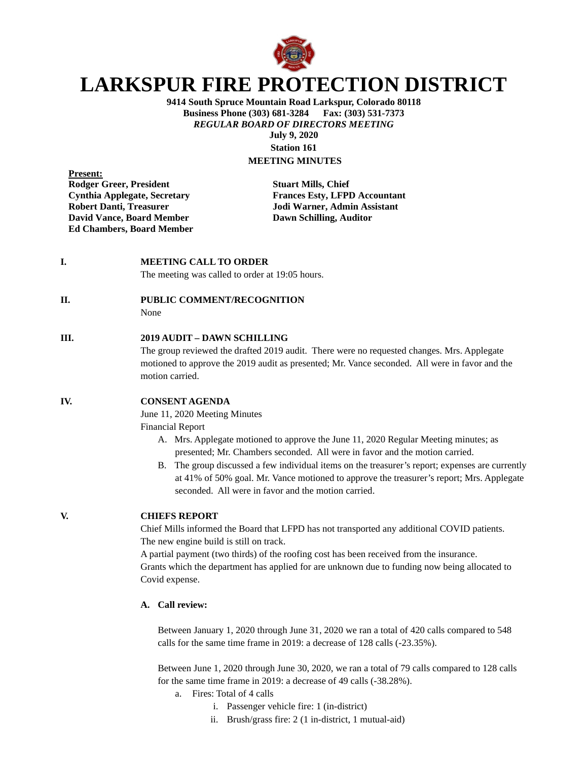# LARKSPUR FIRE PROTECTION DISTRICT

**9414 South Spruce Mountain Road Larkspur, Colorado 80118**
**Business Phone (303) 681-3284 Fax: (303) 531-7373**
***REGULAR BOARD OF DIRECTORS MEETING***
**July 9, 2020**
**Station 161**
**MEETING MINUTES**

**Present:**

**Rodger Greer, President**
**Cynthia Applegate, Secretary**
**Robert Danti, Treasurer**
**David Vance, Board Member**
**Ed Chambers, Board Member**

**Stuart Mills, Chief**
**Frances Esty, LFPD Accountant**
**Jodi Warner, Admin Assistant**
**Dawn Schilling, Auditor**

**I. MEETING CALL TO ORDER**

The meeting was called to order at 19:05 hours.

**II. PUBLIC COMMENT/RECOGNITION**

None

**III. 2019 AUDIT – DAWN SCHILLING**

The group reviewed the drafted 2019 audit. There were no requested changes. Mrs. Applegate motioned to approve the 2019 audit as presented; Mr. Vance seconded. All were in favor and the motion carried.

**IV. CONSENT AGENDA**

June 11, 2020 Meeting Minutes
Financial Report

A. Mrs. Applegate motioned to approve the June 11, 2020 Regular Meeting minutes; as presented; Mr. Chambers seconded. All were in favor and the motion carried.
B. The group discussed a few individual items on the treasurer's report; expenses are currently at 41% of 50% goal. Mr. Vance motioned to approve the treasurer's report; Mrs. Applegate seconded. All were in favor and the motion carried.

**V. CHIEFS REPORT**

Chief Mills informed the Board that LFPD has not transported any additional COVID patients.
The new engine build is still on track.
A partial payment (two thirds) of the roofing cost has been received from the insurance.
Grants which the department has applied for are unknown due to funding now being allocated to Covid expense.

**A. Call review:**

Between January 1, 2020 through June 31, 2020 we ran a total of 420 calls compared to 548 calls for the same time frame in 2019: a decrease of 128 calls (-23.35%).

Between June 1, 2020 through June 30, 2020, we ran a total of 79 calls compared to 128 calls for the same time frame in 2019: a decrease of 49 calls (-38.28%).

a. Fires: Total of 4 calls
   i. Passenger vehicle fire: 1 (in-district)
   ii. Brush/grass fire: 2 (1 in-district, 1 mutual-aid)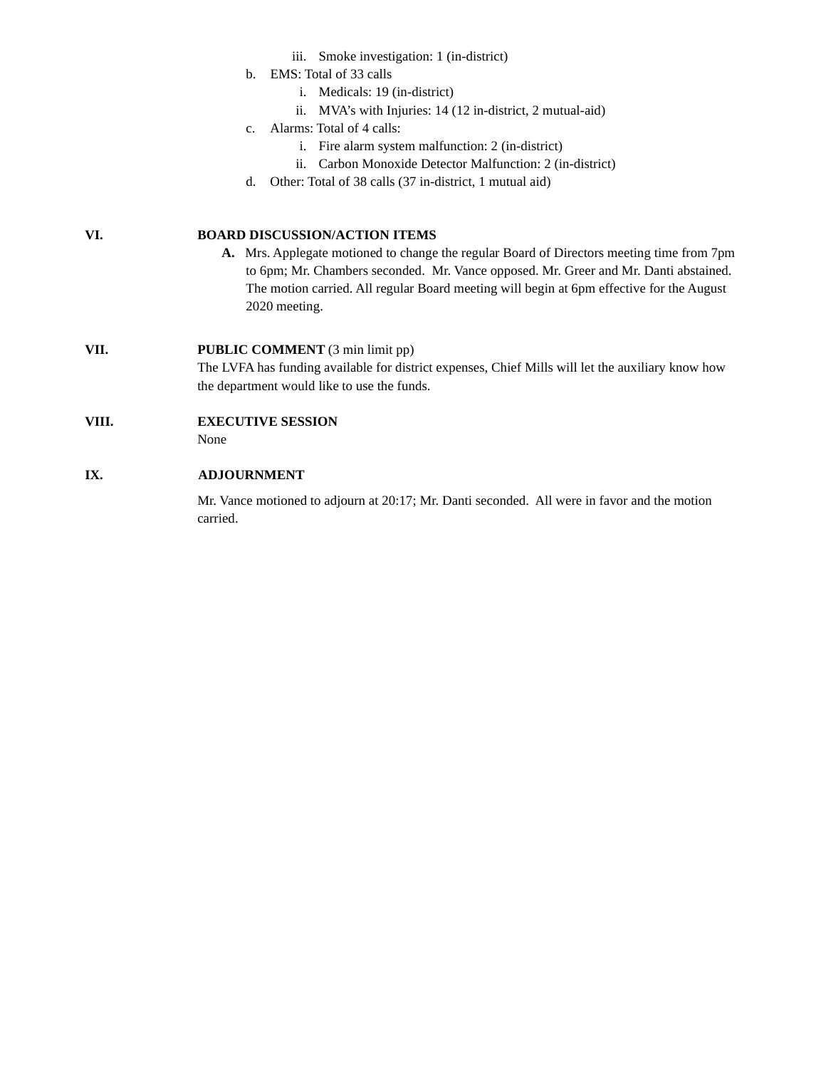iii. Smoke investigation: 1 (in-district)

   b. EMS: Total of 33 calls
      i. Medicals: 19 (in-district)
      ii. MVA's with Injuries: 14 (12 in-district, 2 mutual-aid)
   c. Alarms: Total of 4 calls:
      i. Fire alarm system malfunction: 2 (in-district)
      ii. Carbon Monoxide Detector Malfunction: 2 (in-district)
   d. Other: Total of 38 calls (37 in-district, 1 mutual aid)

**VI. BOARD DISCUSSION/ACTION ITEMS**

**A.** Mrs. Applegate motioned to change the regular Board of Directors meeting time from 7pm to 6pm; Mr. Chambers seconded. Mr. Vance opposed. Mr. Greer and Mr. Danti abstained. The motion carried. All regular Board meeting will begin at 6pm effective for the August 2020 meeting.

**VII. PUBLIC COMMENT** (3 min limit pp)

The LVFA has funding available for district expenses, Chief Mills will let the auxiliary know how the department would like to use the funds.

**VIII. EXECUTIVE SESSION**

None

**IX. ADJOURNMENT**

Mr. Vance motioned to adjourn at 20:17; Mr. Danti seconded. All were in favor and the motion carried.